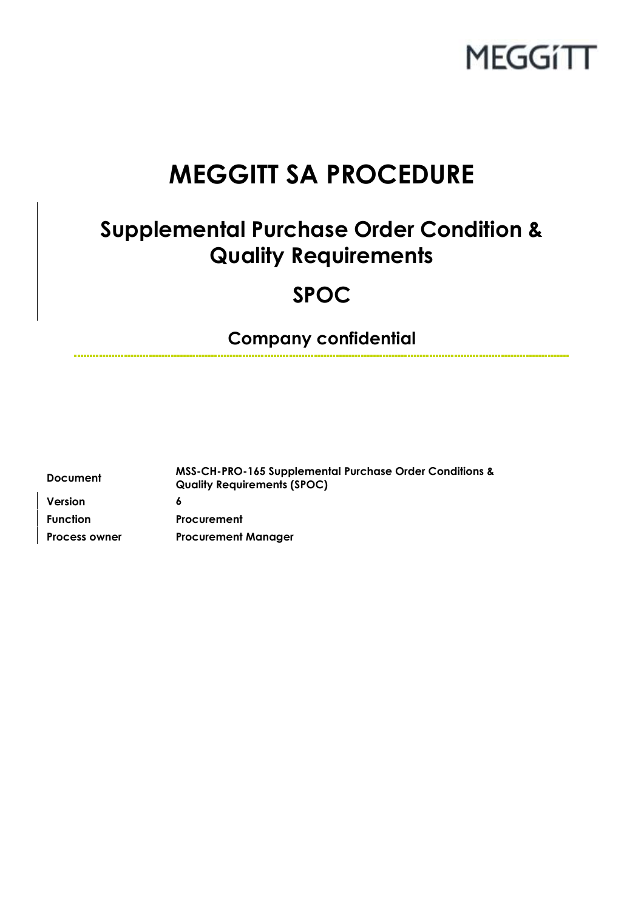MEGGiTT

# MEGGITT SA PROCEDURE

## Supplemental Purchase Order Condition & Quality Requirements

## SPOC

### Company confidential

| | |
|---|---|
| **Document** | **MSS-CH-PRO-165 Supplemental Purchase Order Conditions & Quality Requirements (SPOC)** |
| **Version** | **6** |
| **Function** | **Procurement** |
| **Process owner** | **Procurement Manager** |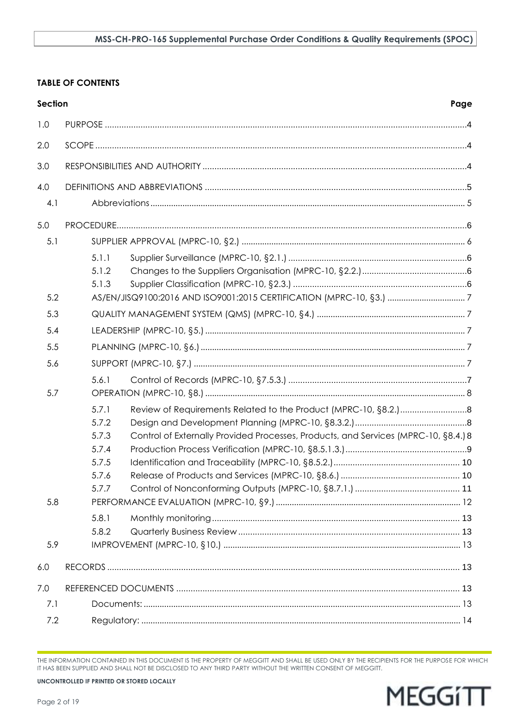**TABLE OF CONTENTS**

| Section | | | Page |
|---|---|---|---|
| 1.0 | PURPOSE | | 4 |
| 2.0 | SCOPE | | 4 |
| 3.0 | RESPONSIBILITIES AND AUTHORITY | | 4 |
| 4.0 | DEFINITIONS AND ABBREVIATIONS | | 5 |
| 4.1 | Abbreviations | | 5 |
| 5.0 | PROCEDURE | | 6 |
| 5.1 | SUPPLIER APPROVAL (MPRC-10, §2.) | | 6 |
| | 5.1.1 | Supplier Surveillance (MPRC-10, §2.1.) | 6 |
| | 5.1.2 | Changes to the Suppliers Organisation (MPRC-10, §2.2.) | 6 |
| | 5.1.3 | Supplier Classification (MPRC-10, §2.3.) | 6 |
| 5.2 | AS/EN/JISQ9100:2016 AND ISO9001:2015 CERTIFICATION (MPRC-10, §3.) | | 7 |
| 5.3 | QUALITY MANAGEMENT SYSTEM (QMS) (MPRC-10, §4.) | | 7 |
| 5.4 | LEADERSHIP (MPRC-10, §5.) | | 7 |
| 5.5 | PLANNING (MPRC-10, §6.) | | 7 |
| 5.6 | SUPPORT (MPRC-10, §7.) | | 7 |
| | 5.6.1 | Control of Records (MPRC-10, §7.5.3.) | 7 |
| 5.7 | OPERATION (MPRC-10, §8.) | | 8 |
| | 5.7.1 | Review of Requirements Related to the Product (MPRC-10, §8.2.) | 8 |
| | 5.7.2 | Design and Development Planning (MPRC-10, §8.3.2.) | 8 |
| | 5.7.3 | Control of Externally Provided Processes, Products, and Services (MPRC-10, §8.4.) | 8 |
| | 5.7.4 | Production Process Verification (MPRC-10, §8.5.1.3.) | 9 |
| | 5.7.5 | Identification and Traceability (MPRC-10, §8.5.2.) | 10 |
| | 5.7.6 | Release of Products and Services (MPRC-10, §8.6.) | 10 |
| | 5.7.7 | Control of Nonconforming Outputs (MPRC-10, §8.7.1.) | 11 |
| 5.8 | PERFORMANCE EVALUATION (MPRC-10, §9.) | | 12 |
| | 5.8.1 | Monthly monitoring | 13 |
| | 5.8.2 | Quarterly Business Review | 13 |
| 5.9 | IMPROVEMENT (MPRC-10, §10.) | | 13 |
| 6.0 | RECORDS | | 13 |
| 7.0 | REFERENCED DOCUMENTS | | 13 |
| 7.1 | Documents: | | 13 |
| 7.2 | Regulatory: | | 14 |

THE INFORMATION CONTAINED IN THIS DOCUMENT IS THE PROPERTY OF MEGGITT AND SHALL BE USED ONLY BY THE RECIPIENTS FOR THE PURPOSE FOR WHICH IT HAS BEEN SUPPLIED AND SHALL NOT BE DISCLOSED TO ANY THIRD PARTY WITHOUT THE WRITTEN CONSENT OF MEGGITT.

**UNCONTROLLED IF PRINTED OR STORED LOCALLY**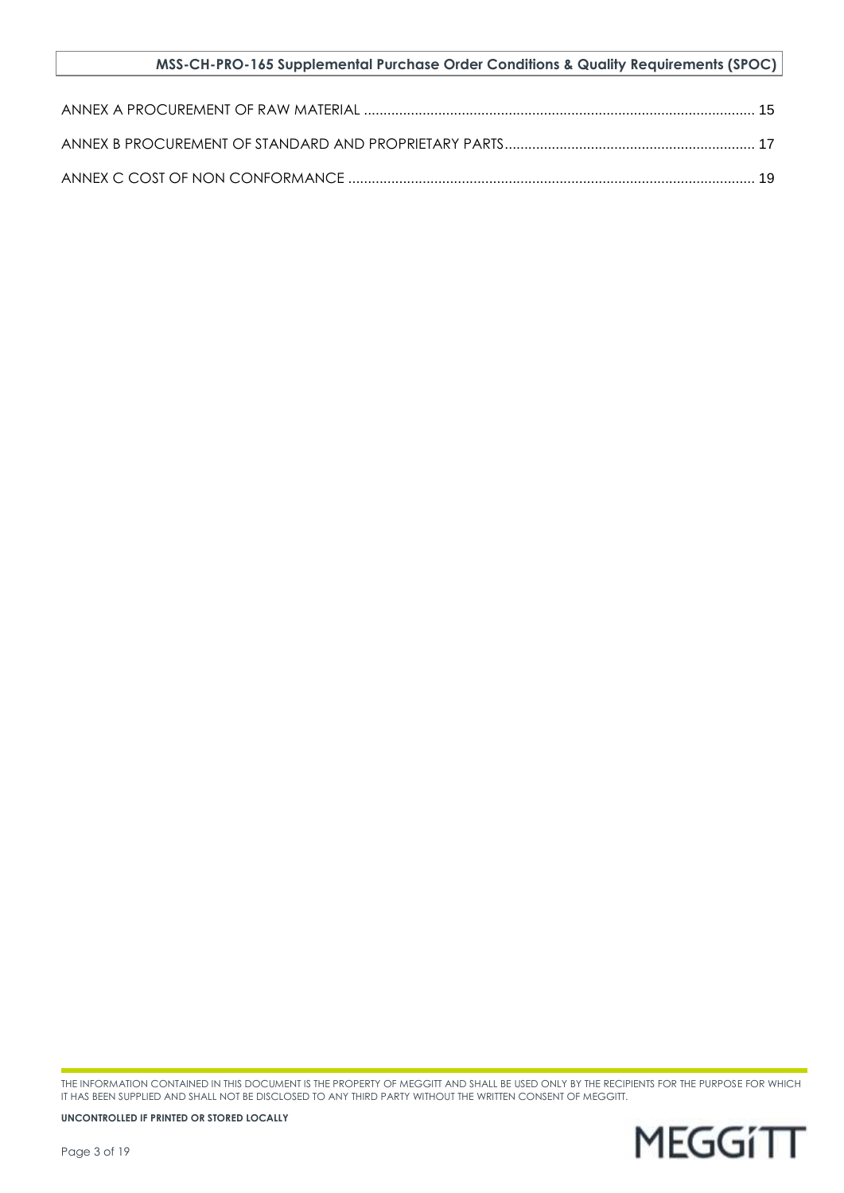ANNEX A PROCUREMENT OF RAW MATERIAL .................................................................................................. 15

ANNEX B PROCUREMENT OF STANDARD AND PROPRIETARY PARTS ............................................................... 17

ANNEX C COST OF NON CONFORMANCE ...................................................................................................... 19

THE INFORMATION CONTAINED IN THIS DOCUMENT IS THE PROPERTY OF MEGGITT AND SHALL BE USED ONLY BY THE RECIPIENTS FOR THE PURPOSE FOR WHICH IT HAS BEEN SUPPLIED AND SHALL NOT BE DISCLOSED TO ANY THIRD PARTY WITHOUT THE WRITTEN CONSENT OF MEGGITT.

**UNCONTROLLED IF PRINTED OR STORED LOCALLY**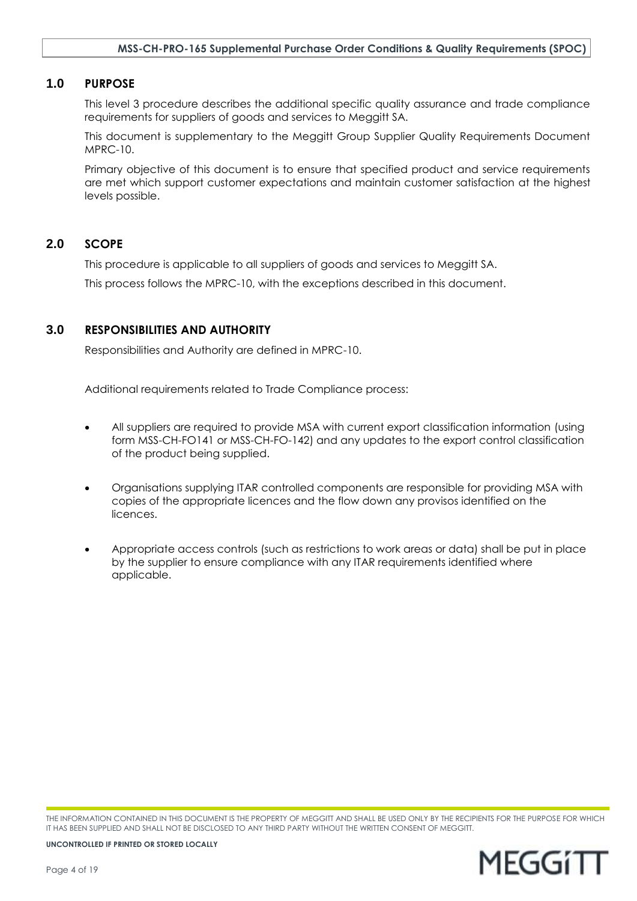## 1.0 PURPOSE

This level 3 procedure describes the additional specific quality assurance and trade compliance requirements for suppliers of goods and services to Meggitt SA.

This document is supplementary to the Meggitt Group Supplier Quality Requirements Document MPRC-10.

Primary objective of this document is to ensure that specified product and service requirements are met which support customer expectations and maintain customer satisfaction at the highest levels possible.

## 2.0 SCOPE

This procedure is applicable to all suppliers of goods and services to Meggitt SA.

This process follows the MPRC-10, with the exceptions described in this document.

## 3.0 RESPONSIBILITIES AND AUTHORITY

Responsibilities and Authority are defined in MPRC-10.

Additional requirements related to Trade Compliance process:

- All suppliers are required to provide MSA with current export classification information (using form MSS-CH-FO141 or MSS-CH-FO-142) and any updates to the export control classification of the product being supplied.
- Organisations supplying ITAR controlled components are responsible for providing MSA with copies of the appropriate licences and the flow down any provisos identified on the licences.
- Appropriate access controls (such as restrictions to work areas or data) shall be put in place by the supplier to ensure compliance with any ITAR requirements identified where applicable.

THE INFORMATION CONTAINED IN THIS DOCUMENT IS THE PROPERTY OF MEGGITT AND SHALL BE USED ONLY BY THE RECIPIENTS FOR THE PURPOSE FOR WHICH IT HAS BEEN SUPPLIED AND SHALL NOT BE DISCLOSED TO ANY THIRD PARTY WITHOUT THE WRITTEN CONSENT OF MEGGITT.

**UNCONTROLLED IF PRINTED OR STORED LOCALLY**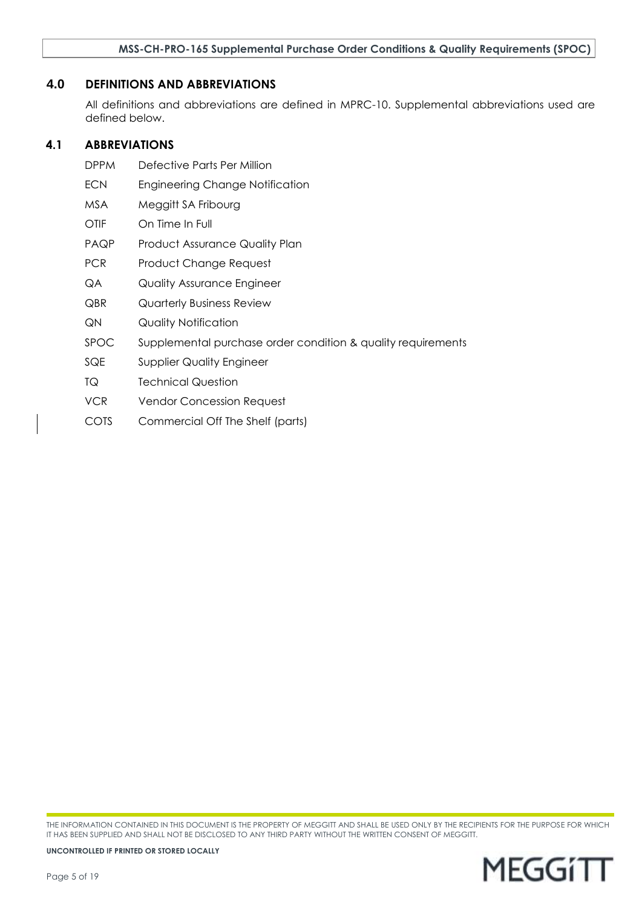## 4.0 DEFINITIONS AND ABBREVIATIONS

All definitions and abbreviations are defined in MPRC-10. Supplemental abbreviations used are defined below.

## 4.1 ABBREVIATIONS

| | |
|---|---|
| DPPM | Defective Parts Per Million |
| ECN | Engineering Change Notification |
| MSA | Meggitt SA Fribourg |
| OTIF | On Time In Full |
| PAQP | Product Assurance Quality Plan |
| PCR | Product Change Request |
| QA | Quality Assurance Engineer |
| QBR | Quarterly Business Review |
| QN | Quality Notification |
| SPOC | Supplemental purchase order condition & quality requirements |
| SQE | Supplier Quality Engineer |
| TQ | Technical Question |
| VCR | Vendor Concession Request |
| COTS | Commercial Off The Shelf (parts) |

THE INFORMATION CONTAINED IN THIS DOCUMENT IS THE PROPERTY OF MEGGITT AND SHALL BE USED ONLY BY THE RECIPIENTS FOR THE PURPOSE FOR WHICH IT HAS BEEN SUPPLIED AND SHALL NOT BE DISCLOSED TO ANY THIRD PARTY WITHOUT THE WRITTEN CONSENT OF MEGGITT.

**UNCONTROLLED IF PRINTED OR STORED LOCALLY**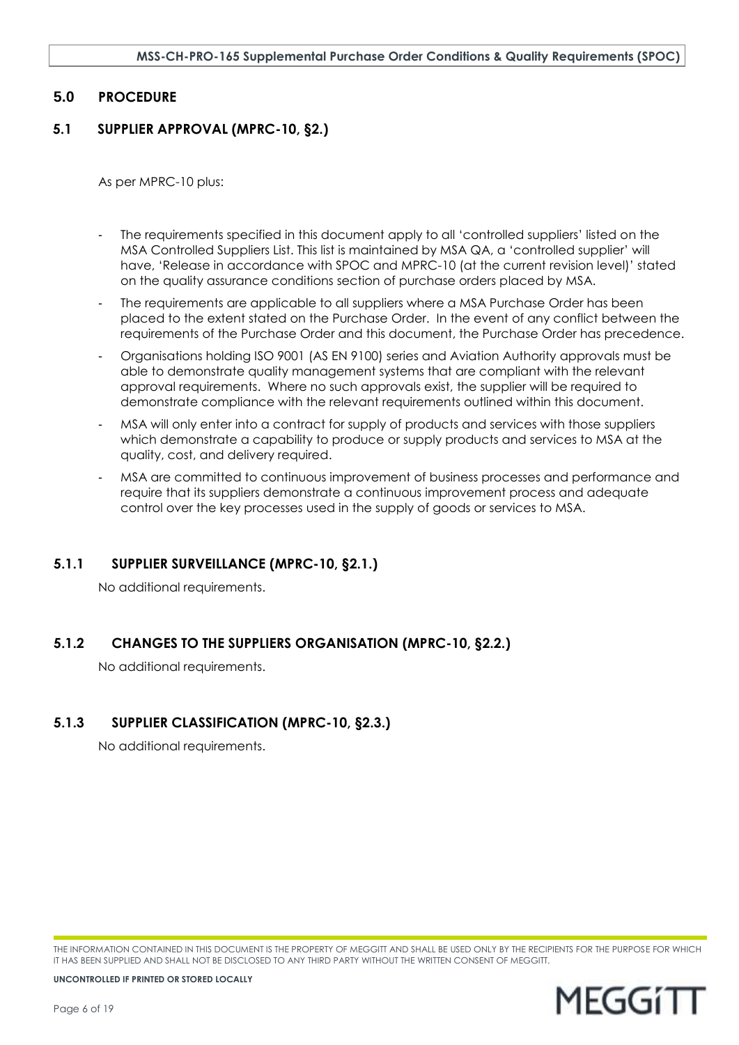## 5.0 PROCEDURE

### 5.1 SUPPLIER APPROVAL (MPRC-10, §2.)

As per MPRC-10 plus:

- The requirements specified in this document apply to all 'controlled suppliers' listed on the MSA Controlled Suppliers List. This list is maintained by MSA QA, a 'controlled supplier' will have, 'Release in accordance with SPOC and MPRC-10 (at the current revision level)' stated on the quality assurance conditions section of purchase orders placed by MSA.
- The requirements are applicable to all suppliers where a MSA Purchase Order has been placed to the extent stated on the Purchase Order. In the event of any conflict between the requirements of the Purchase Order and this document, the Purchase Order has precedence.
- Organisations holding ISO 9001 (AS EN 9100) series and Aviation Authority approvals must be able to demonstrate quality management systems that are compliant with the relevant approval requirements. Where no such approvals exist, the supplier will be required to demonstrate compliance with the relevant requirements outlined within this document.
- MSA will only enter into a contract for supply of products and services with those suppliers which demonstrate a capability to produce or supply products and services to MSA at the quality, cost, and delivery required.
- MSA are committed to continuous improvement of business processes and performance and require that its suppliers demonstrate a continuous improvement process and adequate control over the key processes used in the supply of goods or services to MSA.

#### 5.1.1 SUPPLIER SURVEILLANCE (MPRC-10, §2.1.)

No additional requirements.

#### 5.1.2 CHANGES TO THE SUPPLIERS ORGANISATION (MPRC-10, §2.2.)

No additional requirements.

#### 5.1.3 SUPPLIER CLASSIFICATION (MPRC-10, §2.3.)

No additional requirements.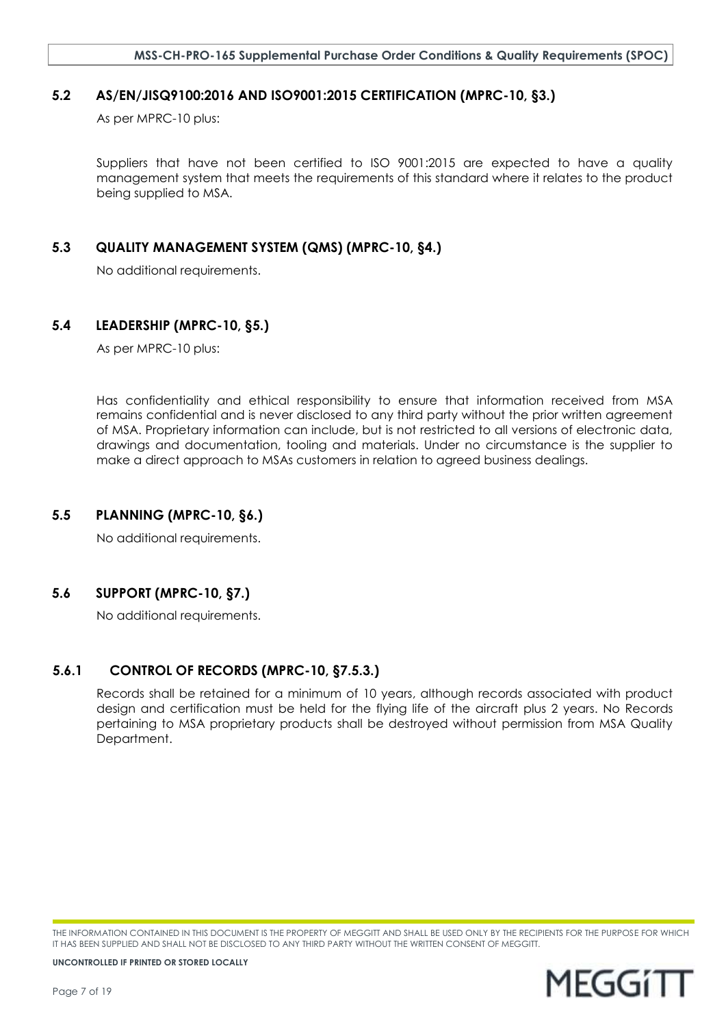## 5.2 AS/EN/JISQ9100:2016 AND ISO9001:2015 CERTIFICATION (MPRC-10, §3.)

As per MPRC-10 plus:

Suppliers that have not been certified to ISO 9001:2015 are expected to have a quality management system that meets the requirements of this standard where it relates to the product being supplied to MSA.

## 5.3 QUALITY MANAGEMENT SYSTEM (QMS) (MPRC-10, §4.)

No additional requirements.

## 5.4 LEADERSHIP (MPRC-10, §5.)

As per MPRC-10 plus:

Has confidentiality and ethical responsibility to ensure that information received from MSA remains confidential and is never disclosed to any third party without the prior written agreement of MSA. Proprietary information can include, but is not restricted to all versions of electronic data, drawings and documentation, tooling and materials. Under no circumstance is the supplier to make a direct approach to MSAs customers in relation to agreed business dealings.

## 5.5 PLANNING (MPRC-10, §6.)

No additional requirements.

## 5.6 SUPPORT (MPRC-10, §7.)

No additional requirements.

### 5.6.1 CONTROL OF RECORDS (MPRC-10, §7.5.3.)

Records shall be retained for a minimum of 10 years, although records associated with product design and certification must be held for the flying life of the aircraft plus 2 years. No Records pertaining to MSA proprietary products shall be destroyed without permission from MSA Quality Department.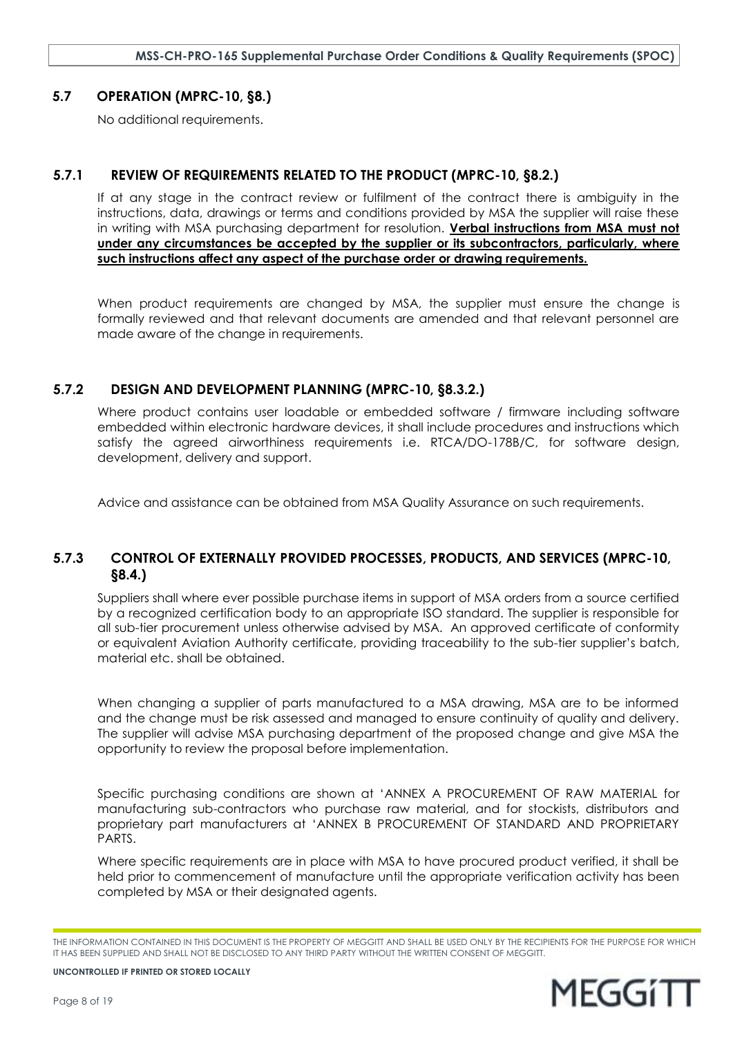## 5.7 OPERATION (MPRC-10, §8.)

No additional requirements.

### 5.7.1 REVIEW OF REQUIREMENTS RELATED TO THE PRODUCT (MPRC-10, §8.2.)

If at any stage in the contract review or fulfilment of the contract there is ambiguity in the instructions, data, drawings or terms and conditions provided by MSA the supplier will raise these in writing with MSA purchasing department for resolution. **Verbal instructions from MSA must not under any circumstances be accepted by the supplier or its subcontractors, particularly, where such instructions affect any aspect of the purchase order or drawing requirements.**

When product requirements are changed by MSA, the supplier must ensure the change is formally reviewed and that relevant documents are amended and that relevant personnel are made aware of the change in requirements.

### 5.7.2 DESIGN AND DEVELOPMENT PLANNING (MPRC-10, §8.3.2.)

Where product contains user loadable or embedded software / firmware including software embedded within electronic hardware devices, it shall include procedures and instructions which satisfy the agreed airworthiness requirements i.e. RTCA/DO-178B/C, for software design, development, delivery and support.

Advice and assistance can be obtained from MSA Quality Assurance on such requirements.

### 5.7.3 CONTROL OF EXTERNALLY PROVIDED PROCESSES, PRODUCTS, AND SERVICES (MPRC-10, §8.4.)

Suppliers shall where ever possible purchase items in support of MSA orders from a source certified by a recognized certification body to an appropriate ISO standard. The supplier is responsible for all sub-tier procurement unless otherwise advised by MSA. An approved certificate of conformity or equivalent Aviation Authority certificate, providing traceability to the sub-tier supplier's batch, material etc. shall be obtained.

When changing a supplier of parts manufactured to a MSA drawing, MSA are to be informed and the change must be risk assessed and managed to ensure continuity of quality and delivery. The supplier will advise MSA purchasing department of the proposed change and give MSA the opportunity to review the proposal before implementation.

Specific purchasing conditions are shown at 'ANNEX A PROCUREMENT OF RAW MATERIAL for manufacturing sub-contractors who purchase raw material, and for stockists, distributors and proprietary part manufacturers at 'ANNEX B PROCUREMENT OF STANDARD AND PROPRIETARY PARTS.

Where specific requirements are in place with MSA to have procured product verified, it shall be held prior to commencement of manufacture until the appropriate verification activity has been completed by MSA or their designated agents.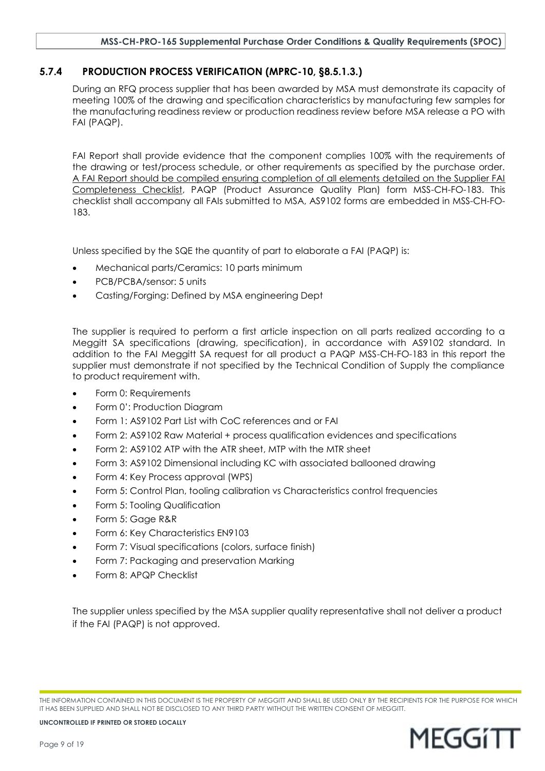### 5.7.4 PRODUCTION PROCESS VERIFICATION (MPRC-10, §8.5.1.3.)

During an RFQ process supplier that has been awarded by MSA must demonstrate its capacity of meeting 100% of the drawing and specification characteristics by manufacturing few samples for the manufacturing readiness review or production readiness review before MSA release a PO with FAI (PAQP).

FAI Report shall provide evidence that the component complies 100% with the requirements of the drawing or test/process schedule, or other requirements as specified by the purchase order. A FAI Report should be compiled ensuring completion of all elements detailed on the Supplier FAI Completeness Checklist, PAQP (Product Assurance Quality Plan) form MSS-CH-FO-183. This checklist shall accompany all FAIs submitted to MSA, AS9102 forms are embedded in MSS-CH-FO-183.

Unless specified by the SQE the quantity of part to elaborate a FAI (PAQP) is:

- Mechanical parts/Ceramics: 10 parts minimum
- PCB/PCBA/sensor: 5 units
- Casting/Forging: Defined by MSA engineering Dept

The supplier is required to perform a first article inspection on all parts realized according to a Meggitt SA specifications (drawing, specification), in accordance with AS9102 standard. In addition to the FAI Meggitt SA request for all product a PAQP MSS-CH-FO-183 in this report the supplier must demonstrate if not specified by the Technical Condition of Supply the compliance to product requirement with.

- Form 0: Requirements
- Form 0': Production Diagram
- Form 1: AS9102 Part List with CoC references and or FAI
- Form 2: AS9102 Raw Material + process qualification evidences and specifications
- Form 2: AS9102 ATP with the ATR sheet, MTP with the MTR sheet
- Form 3: AS9102 Dimensional including KC with associated ballooned drawing
- Form 4: Key Process approval (WPS)
- Form 5: Control Plan, tooling calibration vs Characteristics control frequencies
- Form 5: Tooling Qualification
- Form 5: Gage R&R
- Form 6: Key Characteristics EN9103
- Form 7: Visual specifications (colors, surface finish)
- Form 7: Packaging and preservation Marking
- Form 8: APQP Checklist

The supplier unless specified by the MSA supplier quality representative shall not deliver a product if the FAI (PAQP) is not approved.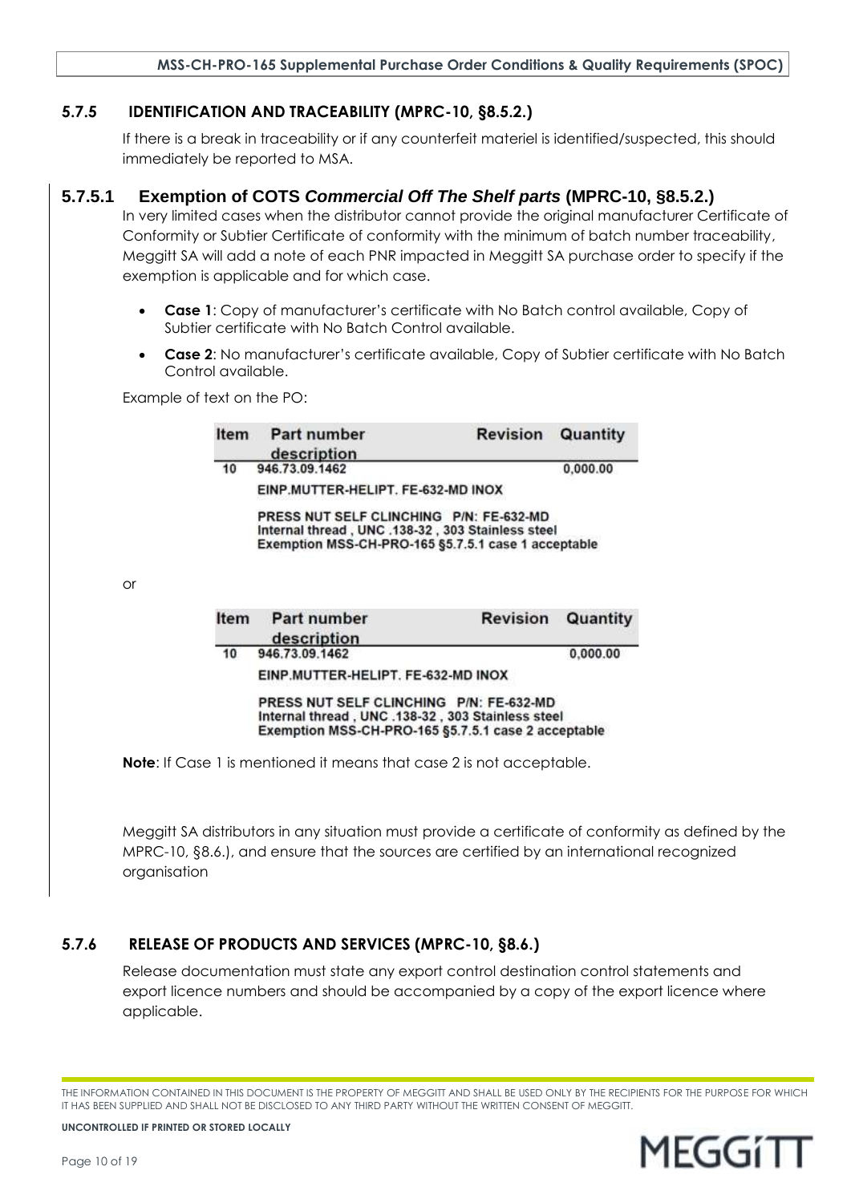### 5.7.5 IDENTIFICATION AND TRACEABILITY (MPRC-10, §8.5.2.)

If there is a break in traceability or if any counterfeit materiel is identified/suspected, this should immediately be reported to MSA.

#### 5.7.5.1 Exemption of COTS *Commercial Off The Shelf parts* (MPRC-10, §8.5.2.)

In very limited cases when the distributor cannot provide the original manufacturer Certificate of Conformity or Subtier Certificate of conformity with the minimum of batch number traceability, Meggitt SA will add a note of each PNR impacted in Meggitt SA purchase order to specify if the exemption is applicable and for which case.

- **Case 1**: Copy of manufacturer's certificate with No Batch control available, Copy of Subtier certificate with No Batch Control available.
- **Case 2**: No manufacturer's certificate available, Copy of Subtier certificate with No Batch Control available.

Example of text on the PO:

| Item | Part number description | Revision | Quantity |
|---|---|---|---|
| 10 | 946.73.09.1462 | | 0,000.00 |
| | EINP.MUTTER-HELIPT. FE-632-MD INOX | | |
| | PRESS NUT SELF CLINCHING P/N: FE-632-MD<br>Internal thread , UNC .138-32 , 303 Stainless steel<br>Exemption MSS-CH-PRO-165 §5.7.5.1 case 1 acceptable | | |

or

| Item | Part number description | Revision | Quantity |
|---|---|---|---|
| 10 | 946.73.09.1462 | | 0,000.00 |
| | EINP.MUTTER-HELIPT. FE-632-MD INOX | | |
| | PRESS NUT SELF CLINCHING P/N: FE-632-MD<br>Internal thread , UNC .138-32 , 303 Stainless steel<br>Exemption MSS-CH-PRO-165 §5.7.5.1 case 2 acceptable | | |

**Note**: If Case 1 is mentioned it means that case 2 is not acceptable.

Meggitt SA distributors in any situation must provide a certificate of conformity as defined by the MPRC-10, §8.6.), and ensure that the sources are certified by an international recognized organisation

### 5.7.6 RELEASE OF PRODUCTS AND SERVICES (MPRC-10, §8.6.)

Release documentation must state any export control destination control statements and export licence numbers and should be accompanied by a copy of the export licence where applicable.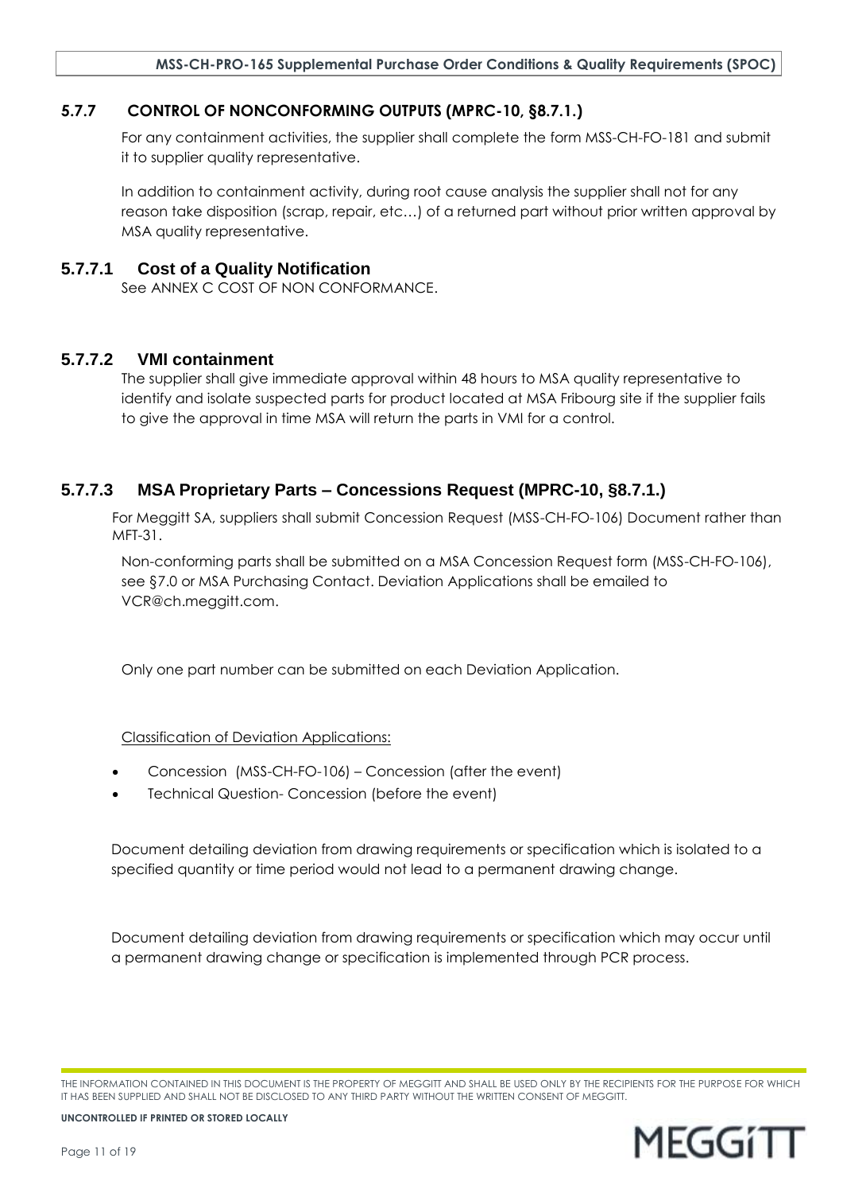### 5.7.7 CONTROL OF NONCONFORMING OUTPUTS (MPRC-10, §8.7.1.)

For any containment activities, the supplier shall complete the form MSS-CH-FO-181 and submit it to supplier quality representative.

In addition to containment activity, during root cause analysis the supplier shall not for any reason take disposition (scrap, repair, etc…) of a returned part without prior written approval by MSA quality representative.

#### 5.7.7.1 Cost of a Quality Notification

See ANNEX C COST OF NON CONFORMANCE.

#### 5.7.7.2 VMI containment

The supplier shall give immediate approval within 48 hours to MSA quality representative to identify and isolate suspected parts for product located at MSA Fribourg site if the supplier fails to give the approval in time MSA will return the parts in VMI for a control.

#### 5.7.7.3 MSA Proprietary Parts – Concessions Request (MPRC-10, §8.7.1.)

For Meggitt SA, suppliers shall submit Concession Request (MSS-CH-FO-106) Document rather than MFT-31.

Non-conforming parts shall be submitted on a MSA Concession Request form (MSS-CH-FO-106), see §7.0 or MSA Purchasing Contact. Deviation Applications shall be emailed to VCR@ch.meggitt.com.

Only one part number can be submitted on each Deviation Application.

<u>Classification of Deviation Applications:</u>

- Concession (MSS-CH-FO-106) – Concession (after the event)
- Technical Question- Concession (before the event)

Document detailing deviation from drawing requirements or specification which is isolated to a specified quantity or time period would not lead to a permanent drawing change.

Document detailing deviation from drawing requirements or specification which may occur until a permanent drawing change or specification is implemented through PCR process.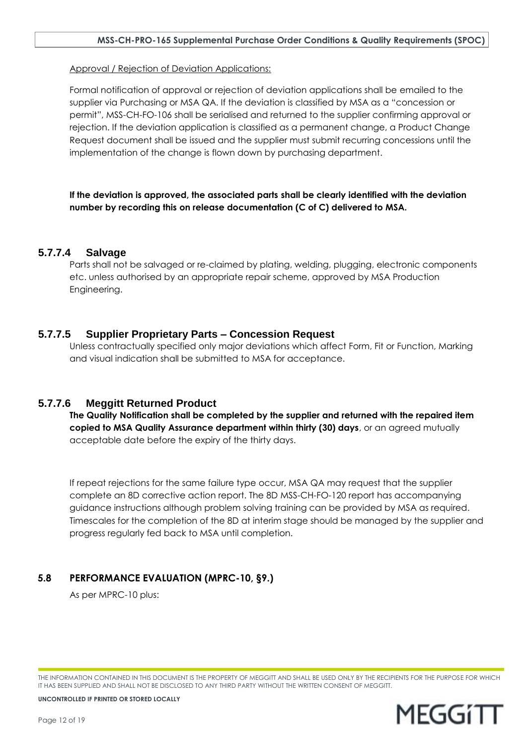Approval / Rejection of Deviation Applications:

Formal notification of approval or rejection of deviation applications shall be emailed to the supplier via Purchasing or MSA QA. If the deviation is classified by MSA as a "concession or permit", MSS-CH-FO-106 shall be serialised and returned to the supplier confirming approval or rejection. If the deviation application is classified as a permanent change, a Product Change Request document shall be issued and the supplier must submit recurring concessions until the implementation of the change is flown down by purchasing department.

**If the deviation is approved, the associated parts shall be clearly identified with the deviation number by recording this on release documentation (C of C) delivered to MSA.**

#### 5.7.7.4 Salvage

Parts shall not be salvaged or re-claimed by plating, welding, plugging, electronic components etc. unless authorised by an appropriate repair scheme, approved by MSA Production Engineering.

#### 5.7.7.5 Supplier Proprietary Parts – Concession Request

Unless contractually specified only major deviations which affect Form, Fit or Function, Marking and visual indication shall be submitted to MSA for acceptance.

#### 5.7.7.6 Meggitt Returned Product

**The Quality Notification shall be completed by the supplier and returned with the repaired item copied to MSA Quality Assurance department within thirty (30) days**, or an agreed mutually acceptable date before the expiry of the thirty days.

If repeat rejections for the same failure type occur, MSA QA may request that the supplier complete an 8D corrective action report. The 8D MSS-CH-FO-120 report has accompanying guidance instructions although problem solving training can be provided by MSA as required. Timescales for the completion of the 8D at interim stage should be managed by the supplier and progress regularly fed back to MSA until completion.

### 5.8 PERFORMANCE EVALUATION (MPRC-10, §9.)

As per MPRC-10 plus: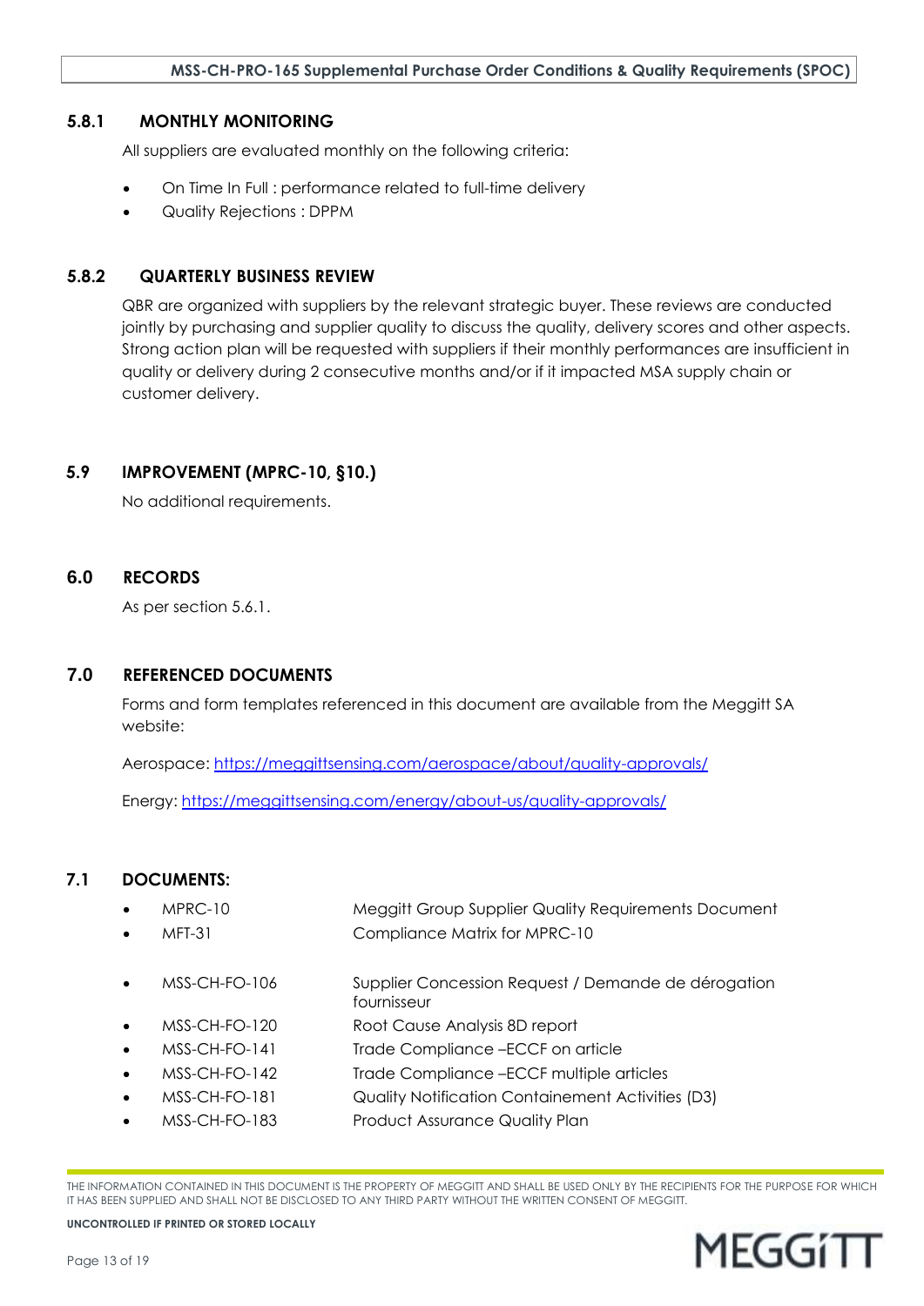### 5.8.1 MONTHLY MONITORING

All suppliers are evaluated monthly on the following criteria:

- On Time In Full : performance related to full-time delivery
- Quality Rejections : DPPM

### 5.8.2 QUARTERLY BUSINESS REVIEW

QBR are organized with suppliers by the relevant strategic buyer. These reviews are conducted jointly by purchasing and supplier quality to discuss the quality, delivery scores and other aspects. Strong action plan will be requested with suppliers if their monthly performances are insufficient in quality or delivery during 2 consecutive months and/or if it impacted MSA supply chain or customer delivery.

## 5.9 IMPROVEMENT (MPRC-10, §10.)

No additional requirements.

## 6.0 RECORDS

As per section 5.6.1.

## 7.0 REFERENCED DOCUMENTS

Forms and form templates referenced in this document are available from the Meggitt SA website:

Aerospace: [https://meggittsensing.com/aerospace/about/quality-approvals/](https://meggittsensing.com/aerospace/about/quality-approvals/)

Energy: [https://meggittsensing.com/energy/about-us/quality-approvals/](https://meggittsensing.com/energy/about-us/quality-approvals/)

## 7.1 DOCUMENTS:

- MPRC-10 — Meggitt Group Supplier Quality Requirements Document
- MFT-31 — Compliance Matrix for MPRC-10

- MSS-CH-FO-106 — Supplier Concession Request / Demande de dérogation fournisseur
- MSS-CH-FO-120 — Root Cause Analysis 8D report
- MSS-CH-FO-141 — Trade Compliance –ECCF on article
- MSS-CH-FO-142 — Trade Compliance –ECCF multiple articles
- MSS-CH-FO-181 — Quality Notification Containement Activities (D3)
- MSS-CH-FO-183 — Product Assurance Quality Plan

THE INFORMATION CONTAINED IN THIS DOCUMENT IS THE PROPERTY OF MEGGITT AND SHALL BE USED ONLY BY THE RECIPIENTS FOR THE PURPOSE FOR WHICH IT HAS BEEN SUPPLIED AND SHALL NOT BE DISCLOSED TO ANY THIRD PARTY WITHOUT THE WRITTEN CONSENT OF MEGGITT.

**UNCONTROLLED IF PRINTED OR STORED LOCALLY**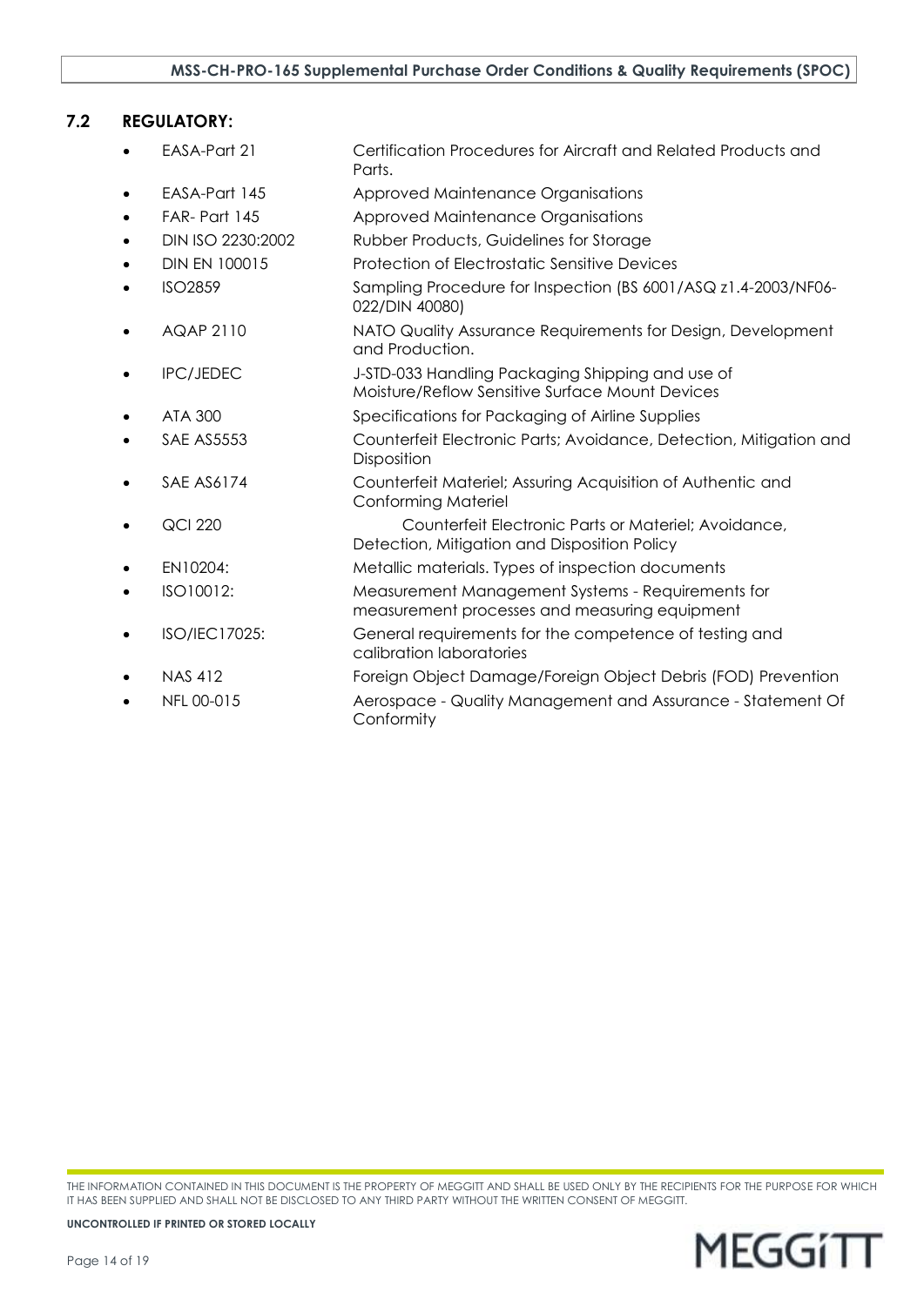## 7.2 REGULATORY:

- EASA-Part 21 — Certification Procedures for Aircraft and Related Products and Parts.
- EASA-Part 145 — Approved Maintenance Organisations
- FAR- Part 145 — Approved Maintenance Organisations
- DIN ISO 2230:2002 — Rubber Products, Guidelines for Storage
- DIN EN 100015 — Protection of Electrostatic Sensitive Devices
- ISO2859 — Sampling Procedure for Inspection (BS 6001/ASQ z1.4-2003/NF06-022/DIN 40080)
- AQAP 2110 — NATO Quality Assurance Requirements for Design, Development and Production.
- IPC/JEDEC — J-STD-033 Handling Packaging Shipping and use of Moisture/Reflow Sensitive Surface Mount Devices
- ATA 300 — Specifications for Packaging of Airline Supplies
- SAE AS5553 — Counterfeit Electronic Parts; Avoidance, Detection, Mitigation and Disposition
- SAE AS6174 — Counterfeit Materiel; Assuring Acquisition of Authentic and Conforming Materiel
- QCI 220 — Counterfeit Electronic Parts or Materiel; Avoidance, Detection, Mitigation and Disposition Policy
- EN10204: — Metallic materials. Types of inspection documents
- ISO10012: — Measurement Management Systems - Requirements for measurement processes and measuring equipment
- ISO/IEC17025: — General requirements for the competence of testing and calibration laboratories
- NAS 412 — Foreign Object Damage/Foreign Object Debris (FOD) Prevention
- NFL 00-015 — Aerospace - Quality Management and Assurance - Statement Of Conformity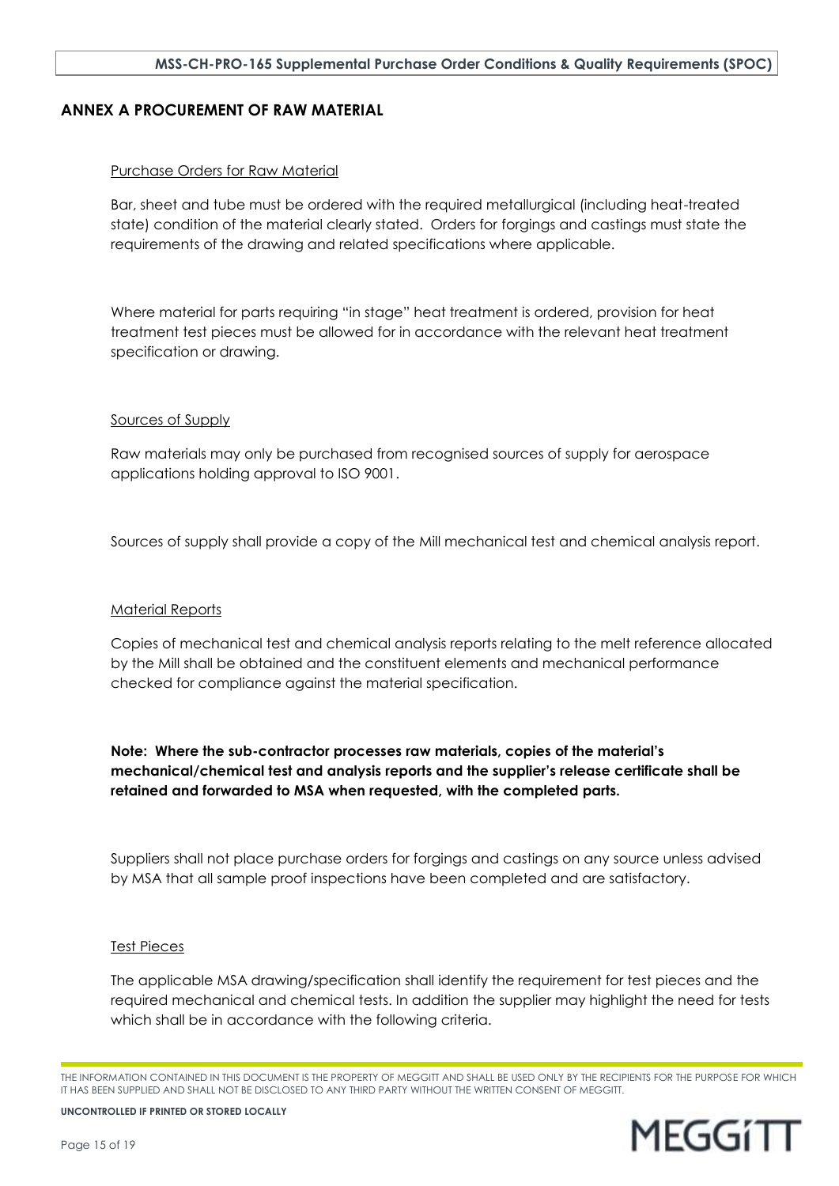## ANNEX A PROCUREMENT OF RAW MATERIAL

### Purchase Orders for Raw Material

Bar, sheet and tube must be ordered with the required metallurgical (including heat-treated state) condition of the material clearly stated. Orders for forgings and castings must state the requirements of the drawing and related specifications where applicable.

Where material for parts requiring "in stage" heat treatment is ordered, provision for heat treatment test pieces must be allowed for in accordance with the relevant heat treatment specification or drawing.

### Sources of Supply

Raw materials may only be purchased from recognised sources of supply for aerospace applications holding approval to ISO 9001.

Sources of supply shall provide a copy of the Mill mechanical test and chemical analysis report.

### Material Reports

Copies of mechanical test and chemical analysis reports relating to the melt reference allocated by the Mill shall be obtained and the constituent elements and mechanical performance checked for compliance against the material specification.

**Note: Where the sub-contractor processes raw materials, copies of the material's mechanical/chemical test and analysis reports and the supplier's release certificate shall be retained and forwarded to MSA when requested, with the completed parts.**

Suppliers shall not place purchase orders for forgings and castings on any source unless advised by MSA that all sample proof inspections have been completed and are satisfactory.

### Test Pieces

The applicable MSA drawing/specification shall identify the requirement for test pieces and the required mechanical and chemical tests. In addition the supplier may highlight the need for tests which shall be in accordance with the following criteria.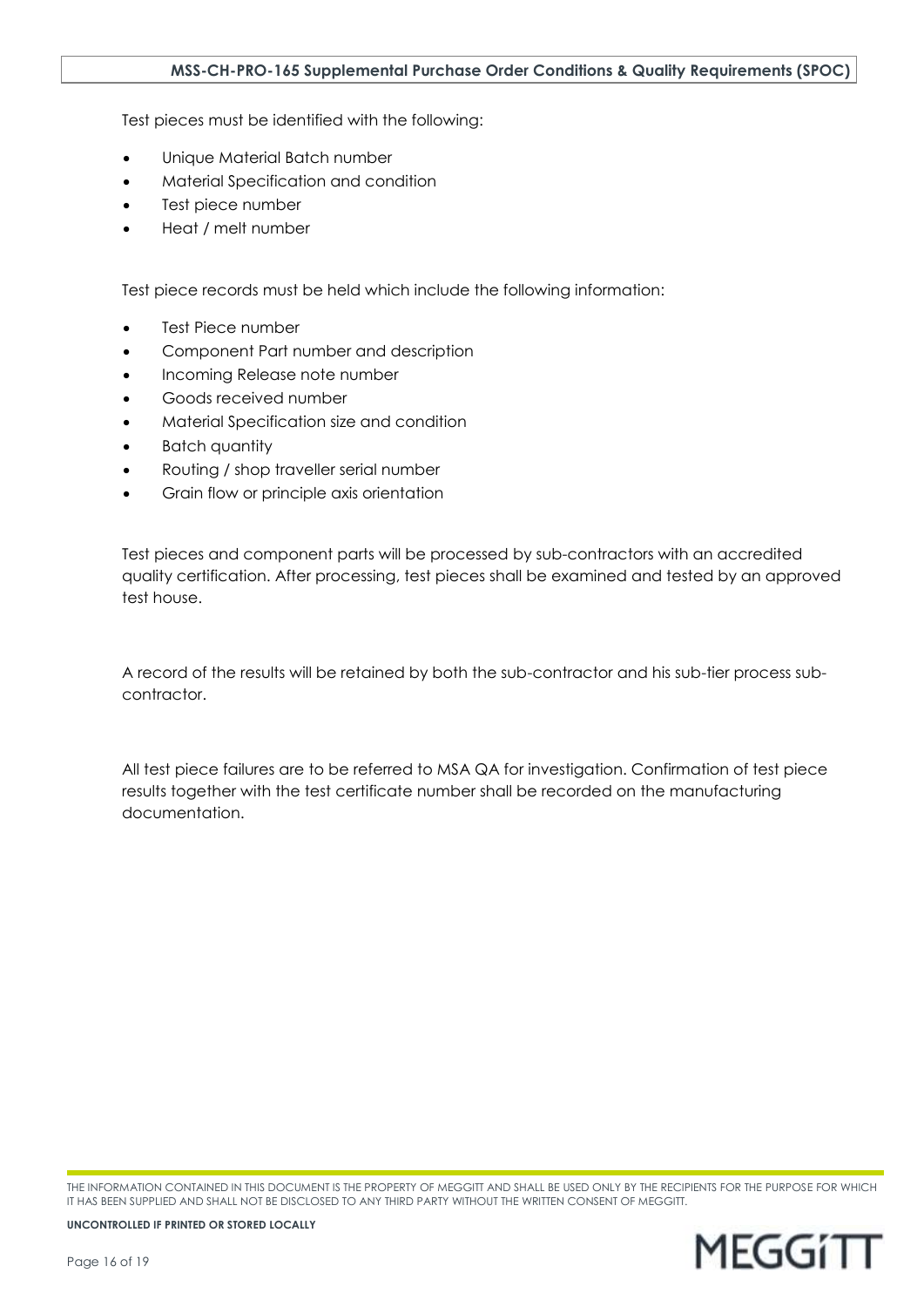Test pieces must be identified with the following:

- Unique Material Batch number
- Material Specification and condition
- Test piece number
- Heat / melt number

Test piece records must be held which include the following information:

- Test Piece number
- Component Part number and description
- Incoming Release note number
- Goods received number
- Material Specification size and condition
- Batch quantity
- Routing / shop traveller serial number
- Grain flow or principle axis orientation

Test pieces and component parts will be processed by sub-contractors with an accredited quality certification. After processing, test pieces shall be examined and tested by an approved test house.

A record of the results will be retained by both the sub-contractor and his sub-tier process sub-contractor.

All test piece failures are to be referred to MSA QA for investigation. Confirmation of test piece results together with the test certificate number shall be recorded on the manufacturing documentation.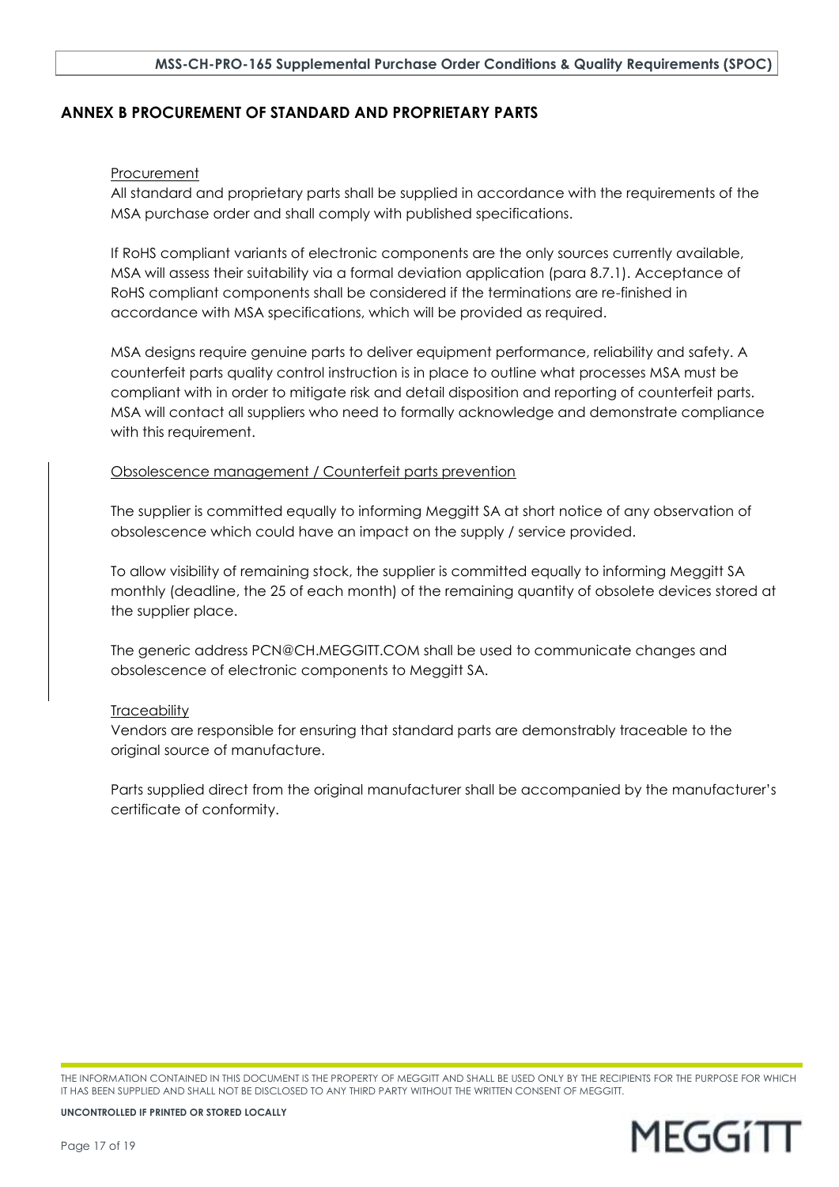## ANNEX B PROCUREMENT OF STANDARD AND PROPRIETARY PARTS

<u>Procurement</u>

All standard and proprietary parts shall be supplied in accordance with the requirements of the MSA purchase order and shall comply with published specifications.

If RoHS compliant variants of electronic components are the only sources currently available, MSA will assess their suitability via a formal deviation application (para 8.7.1). Acceptance of RoHS compliant components shall be considered if the terminations are re-finished in accordance with MSA specifications, which will be provided as required.

MSA designs require genuine parts to deliver equipment performance, reliability and safety. A counterfeit parts quality control instruction is in place to outline what processes MSA must be compliant with in order to mitigate risk and detail disposition and reporting of counterfeit parts. MSA will contact all suppliers who need to formally acknowledge and demonstrate compliance with this requirement.

<u>Obsolescence management / Counterfeit parts prevention</u>

The supplier is committed equally to informing Meggitt SA at short notice of any observation of obsolescence which could have an impact on the supply / service provided.

To allow visibility of remaining stock, the supplier is committed equally to informing Meggitt SA monthly (deadline, the 25 of each month) of the remaining quantity of obsolete devices stored at the supplier place.

The generic address PCN@CH.MEGGITT.COM shall be used to communicate changes and obsolescence of electronic components to Meggitt SA.

<u>Traceability</u>

Vendors are responsible for ensuring that standard parts are demonstrably traceable to the original source of manufacture.

Parts supplied direct from the original manufacturer shall be accompanied by the manufacturer's certificate of conformity.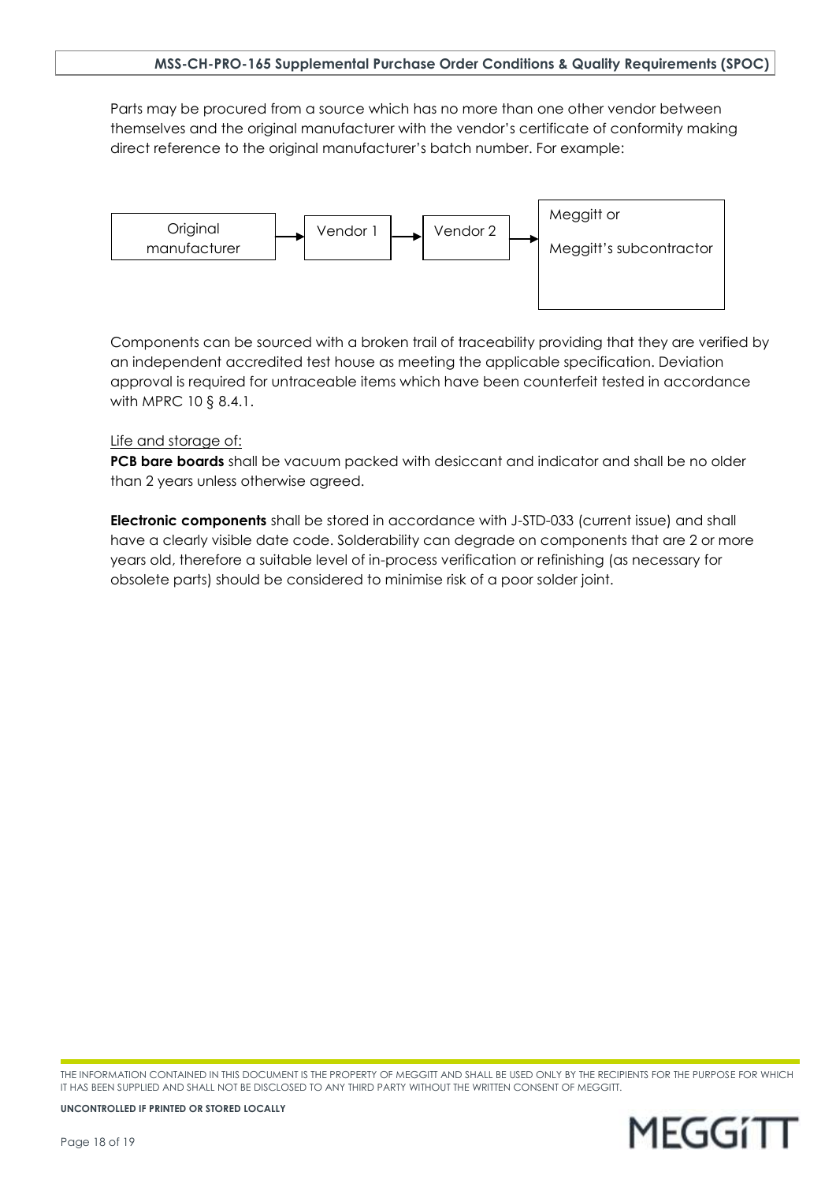Parts may be procured from a source which has no more than one other vendor between themselves and the original manufacturer with the vendor's certificate of conformity making direct reference to the original manufacturer's batch number. For example:

Original manufacturer → Vendor 1 → Vendor 2 → Meggitt or Meggitt's subcontractor

Components can be sourced with a broken trail of traceability providing that they are verified by an independent accredited test house as meeting the applicable specification. Deviation approval is required for untraceable items which have been counterfeit tested in accordance with MPRC 10 § 8.4.1.

Life and storage of:

**PCB bare boards** shall be vacuum packed with desiccant and indicator and shall be no older than 2 years unless otherwise agreed.

**Electronic components** shall be stored in accordance with J-STD-033 (current issue) and shall have a clearly visible date code. Solderability can degrade on components that are 2 or more years old, therefore a suitable level of in-process verification or refinishing (as necessary for obsolete parts) should be considered to minimise risk of a poor solder joint.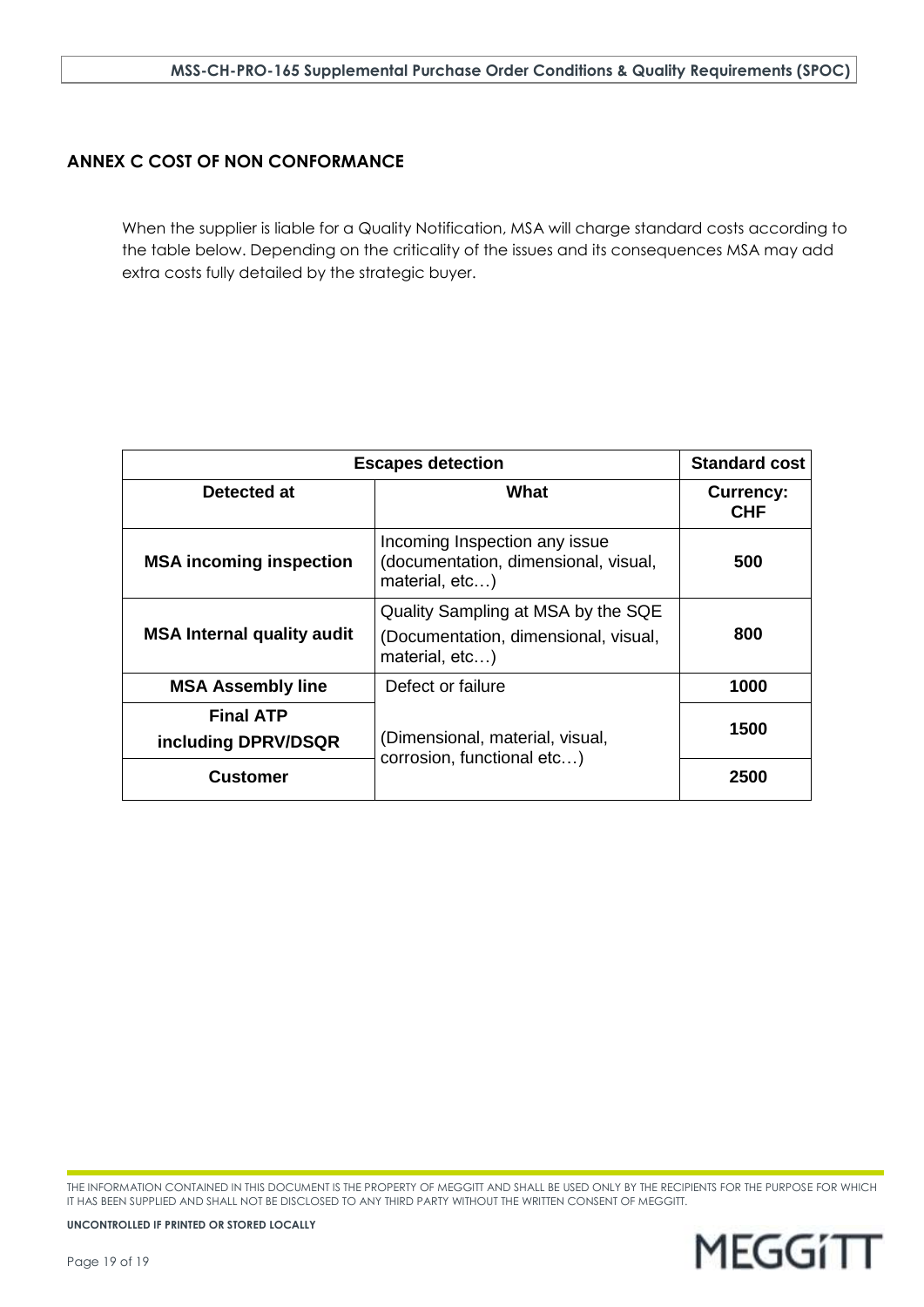## ANNEX C COST OF NON CONFORMANCE

When the supplier is liable for a Quality Notification, MSA will charge standard costs according to the table below. Depending on the criticality of the issues and its consequences MSA may add extra costs fully detailed by the strategic buyer.

| Escapes detection | | Standard cost |
|---|---|---|
| **Detected at** | **What** | **Currency: CHF** |
| **MSA incoming inspection** | Incoming Inspection any issue (documentation, dimensional, visual, material, etc…) | **500** |
| **MSA Internal quality audit** | Quality Sampling at MSA by the SQE (Documentation, dimensional, visual, material, etc…) | **800** |
| **MSA Assembly line** | Defect or failure | **1000** |
| **Final ATP including DPRV/DSQR** | (Dimensional, material, visual, corrosion, functional etc…) | **1500** |
| **Customer** | | **2500** |

THE INFORMATION CONTAINED IN THIS DOCUMENT IS THE PROPERTY OF MEGGITT AND SHALL BE USED ONLY BY THE RECIPIENTS FOR THE PURPOSE FOR WHICH IT HAS BEEN SUPPLIED AND SHALL NOT BE DISCLOSED TO ANY THIRD PARTY WITHOUT THE WRITTEN CONSENT OF MEGGITT.

**UNCONTROLLED IF PRINTED OR STORED LOCALLY**